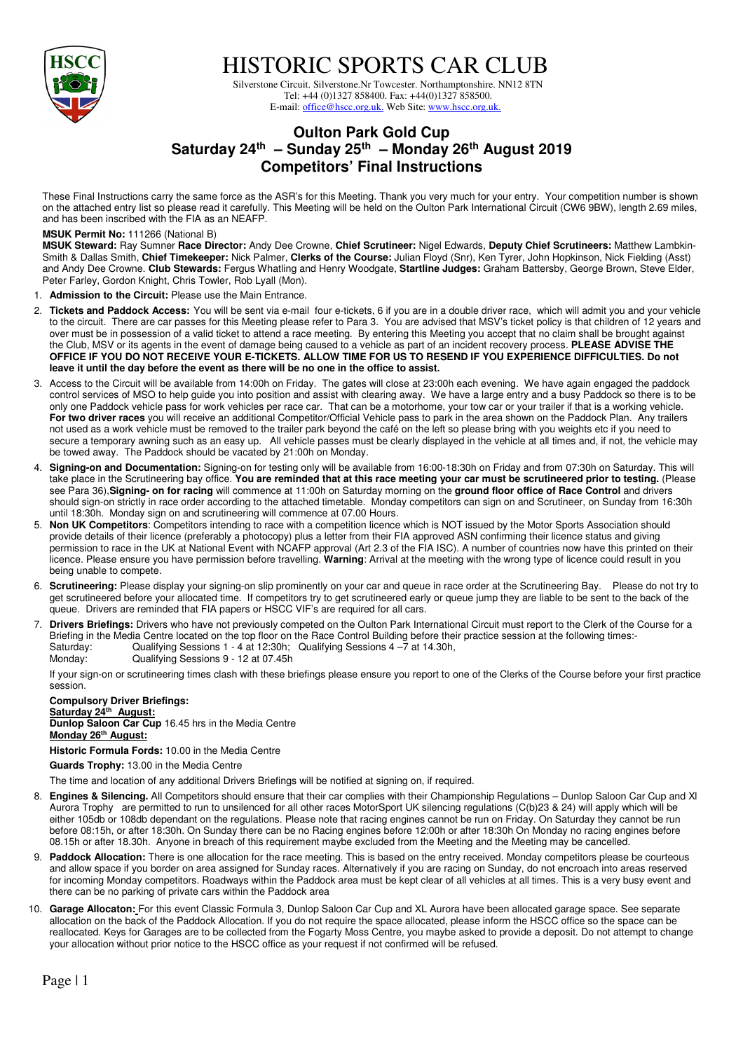# HISTORIC SPORTS CAR CLUB

Silverstone Circuit. Silverstone.Nr Towcester. Northamptonshire. NN12 8TN
Tel: +44 (0)1327 858400. Fax: +44(0)1327 858500.
E-mail: office@hscc.org.uk. Web Site: www.hscc.org.uk.

## Oulton Park Gold Cup
## Saturday 24th – Sunday 25th – Monday 26th August 2019
## Competitors' Final Instructions

These Final Instructions carry the same force as the ASR's for this Meeting. Thank you very much for your entry. Your competition number is shown on the attached entry list so please read it carefully. This Meeting will be held on the Oulton Park International Circuit (CW6 9BW), length 2.69 miles, and has been inscribed with the FIA as an NEAFP.

**MSUK Permit No:** 111266 (National B)
**MSUK Steward:** Ray Sumner **Race Director:** Andy Dee Crowne, **Chief Scrutineer:** Nigel Edwards, **Deputy Chief Scrutineers:** Matthew Lambkin-Smith & Dallas Smith, **Chief Timekeeper:** Nick Palmer, **Clerks of the Course:** Julian Floyd (Snr), Ken Tyrer, John Hopkinson, Nick Fielding (Asst) and Andy Dee Crowne. **Club Stewards:** Fergus Whatling and Henry Woodgate, **Startline Judges:** Graham Battersby, George Brown, Steve Elder, Peter Farley, Gordon Knight, Chris Towler, Rob Lyall (Mon).

1. **Admission to the Circuit:** Please use the Main Entrance.
2. **Tickets and Paddock Access:** You will be sent via e-mail four e-tickets, 6 if you are in a double driver race, which will admit you and your vehicle to the circuit. There are car passes for this Meeting please refer to Para 3. You are advised that MSV's ticket policy is that children of 12 years and over must be in possession of a valid ticket to attend a race meeting. By entering this Meeting you accept that no claim shall be brought against the Club, MSV or its agents in the event of damage being caused to a vehicle as part of an incident recovery process. **PLEASE ADVISE THE OFFICE IF YOU DO NOT RECEIVE YOUR E-TICKETS. ALLOW TIME FOR US TO RESEND IF YOU EXPERIENCE DIFFICULTIES. Do not leave it until the day before the event as there will be no one in the office to assist.**
3. Access to the Circuit will be available from 14:00h on Friday. The gates will close at 23:00h each evening. We have again engaged the paddock control services of MSO to help guide you into position and assist with clearing away. We have a large entry and a busy Paddock so there is to be only one Paddock vehicle pass for work vehicles per race car. That can be a motorhome, your tow car or your trailer if that is a working vehicle. **For two driver races** you will receive an additional Competitor/Official Vehicle pass to park in the area shown on the Paddock Plan. Any trailers not used as a work vehicle must be removed to the trailer park beyond the café on the left so please bring with you weights etc if you need to secure a temporary awning such as an easy up. All vehicle passes must be clearly displayed in the vehicle at all times and, if not, the vehicle may be towed away. The Paddock should be vacated by 21:00h on Monday.
4. **Signing-on and Documentation:** Signing-on for testing only will be available from 16:00-18:30h on Friday and from 07:30h on Saturday. This will take place in the Scrutineering bay office. **You are reminded that at this race meeting your car must be scrutineered prior to testing.** (Please see Para 36),**Signing- on for racing** will commence at 11:00h on Saturday morning on the **ground floor office of Race Control** and drivers should sign-on strictly in race order according to the attached timetable. Monday competitors can sign on and Scrutineer, on Sunday from 16:30h until 18:30h. Monday sign on and scrutineering will commence at 07.00 Hours.
5. **Non UK Competitors**: Competitors intending to race with a competition licence which is NOT issued by the Motor Sports Association should provide details of their licence (preferably a photocopy) plus a letter from their FIA approved ASN confirming their licence status and giving permission to race in the UK at National Event with NCAFP approval (Art 2.3 of the FIA ISC). A number of countries now have this printed on their licence. Please ensure you have permission before travelling. **Warning**: Arrival at the meeting with the wrong type of licence could result in you being unable to compete.
6. **Scrutineering:** Please display your signing-on slip prominently on your car and queue in race order at the Scrutineering Bay. Please do not try to get scrutineered before your allocated time. If competitors try to get scrutineered early or queue jump they are liable to be sent to the back of the queue. Drivers are reminded that FIA papers or HSCC VIF's are required for all cars.
7. **Drivers Briefings:** Drivers who have not previously competed on the Oulton Park International Circuit must report to the Clerk of the Course for a Briefing in the Media Centre located on the top floor on the Race Control Building before their practice session at the following times:-
   Saturday: Qualifying Sessions 1 - 4 at 12:30h; Qualifying Sessions 4 –7 at 14.30h,
   Monday: Qualifying Sessions 9 - 12 at 07.45h

   If your sign-on or scrutineering times clash with these briefings please ensure you report to one of the Clerks of the Course before your first practice session.

   **Compulsory Driver Briefings:**
   **Saturday 24th August:**
   **Dunlop Saloon Car Cup** 16.45 hrs in the Media Centre
   **Monday 26th August:**
   **Historic Formula Fords:** 10.00 in the Media Centre
   **Guards Trophy:** 13.00 in the Media Centre

   The time and location of any additional Drivers Briefings will be notified at signing on, if required.
8. **Engines & Silencing.** All Competitors should ensure that their car complies with their Championship Regulations – Dunlop Saloon Car Cup and Xl Aurora Trophy are permitted to run to unsilenced for all other races MotorSport UK silencing regulations (C(b)23 & 24) will apply which will be either 105db or 108db dependant on the regulations. Please note that racing engines cannot be run on Friday. On Saturday they cannot be run before 08:15h, or after 18:30h. On Sunday there can be no Racing engines before 12:00h or after 18:30h On Monday no racing engines before 08.15h or after 18.30h. Anyone in breach of this requirement maybe excluded from the Meeting and the Meeting may be cancelled.
9. **Paddock Allocation:** There is one allocation for the race meeting. This is based on the entry received. Monday competitors please be courteous and allow space if you border on area assigned for Sunday races. Alternatively if you are racing on Sunday, do not encroach into areas reserved for incoming Monday competitors. Roadways within the Paddock area must be kept clear of all vehicles at all times. This is a very busy event and there can be no parking of private cars within the Paddock area
10. **Garage Allocaton:** For this event Classic Formula 3, Dunlop Saloon Car Cup and XL Aurora have been allocated garage space. See separate allocation on the back of the Paddock Allocation. If you do not require the space allocated, please inform the HSCC office so the space can be reallocated. Keys for Garages are to be collected from the Fogarty Moss Centre, you maybe asked to provide a deposit. Do not attempt to change your allocation without prior notice to the HSCC office as your request if not confirmed will be refused.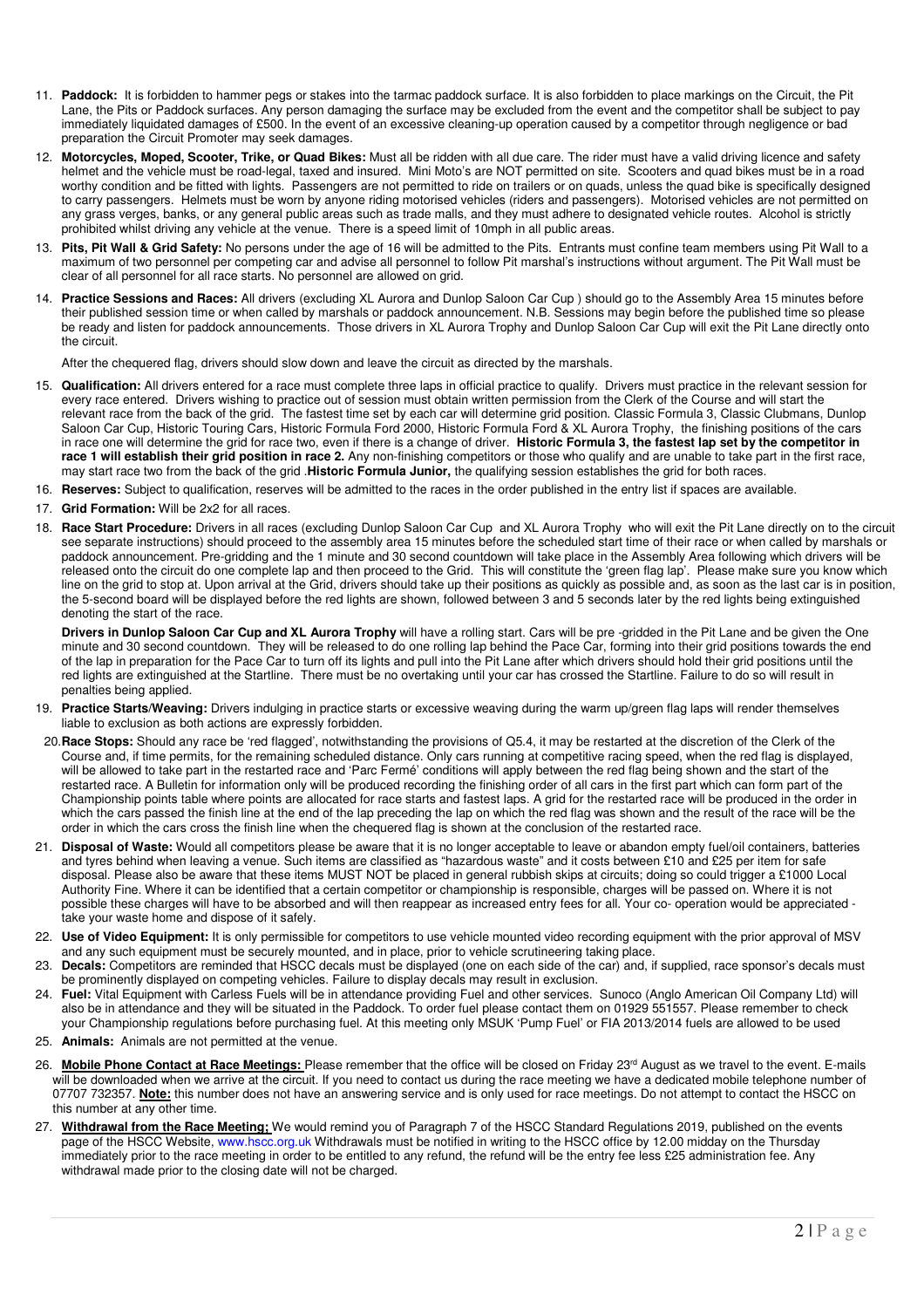11. **Paddock:** It is forbidden to hammer pegs or stakes into the tarmac paddock surface. It is also forbidden to place markings on the Circuit, the Pit Lane, the Pits or Paddock surfaces. Any person damaging the surface may be excluded from the event and the competitor shall be subject to pay immediately liquidated damages of £500. In the event of an excessive cleaning-up operation caused by a competitor through negligence or bad preparation the Circuit Promoter may seek damages.

12. **Motorcycles, Moped, Scooter, Trike, or Quad Bikes:** Must all be ridden with all due care. The rider must have a valid driving licence and safety helmet and the vehicle must be road-legal, taxed and insured. Mini Moto's are NOT permitted on site. Scooters and quad bikes must be in a road worthy condition and be fitted with lights. Passengers are not permitted to ride on trailers or on quads, unless the quad bike is specifically designed to carry passengers. Helmets must be worn by anyone riding motorised vehicles (riders and passengers). Motorised vehicles are not permitted on any grass verges, banks, or any general public areas such as trade malls, and they must adhere to designated vehicle routes. Alcohol is strictly prohibited whilst driving any vehicle at the venue. There is a speed limit of 10mph in all public areas.

13. **Pits, Pit Wall & Grid Safety:** No persons under the age of 16 will be admitted to the Pits. Entrants must confine team members using Pit Wall to a maximum of two personnel per competing car and advise all personnel to follow Pit marshal's instructions without argument. The Pit Wall must be clear of all personnel for all race starts. No personnel are allowed on grid.

14. **Practice Sessions and Races:** All drivers (excluding XL Aurora and Dunlop Saloon Car Cup ) should go to the Assembly Area 15 minutes before their published session time or when called by marshals or paddock announcement. N.B. Sessions may begin before the published time so please be ready and listen for paddock announcements. Those drivers in XL Aurora Trophy and Dunlop Saloon Car Cup will exit the Pit Lane directly onto the circuit.

    After the chequered flag, drivers should slow down and leave the circuit as directed by the marshals.

15. **Qualification:** All drivers entered for a race must complete three laps in official practice to qualify. Drivers must practice in the relevant session for every race entered. Drivers wishing to practice out of session must obtain written permission from the Clerk of the Course and will start the relevant race from the back of the grid. The fastest time set by each car will determine grid position. Classic Formula 3, Classic Clubmans, Dunlop Saloon Car Cup, Historic Touring Cars, Historic Formula Ford 2000, Historic Formula Ford & XL Aurora Trophy, the finishing positions of the cars in race one will determine the grid for race two, even if there is a change of driver. **Historic Formula 3, the fastest lap set by the competitor in race 1 will establish their grid position in race 2.** Any non-finishing competitors or those who qualify and are unable to take part in the first race, may start race two from the back of the grid .**Historic Formula Junior,** the qualifying session establishes the grid for both races.

16. **Reserves:** Subject to qualification, reserves will be admitted to the races in the order published in the entry list if spaces are available.

17. **Grid Formation:** Will be 2x2 for all races.

18. **Race Start Procedure:** Drivers in all races (excluding Dunlop Saloon Car Cup and XL Aurora Trophy who will exit the Pit Lane directly on to the circuit see separate instructions) should proceed to the assembly area 15 minutes before the scheduled start time of their race or when called by marshals or paddock announcement. Pre-gridding and the 1 minute and 30 second countdown will take place in the Assembly Area following which drivers will be released onto the circuit do one complete lap and then proceed to the Grid. This will constitute the 'green flag lap'. Please make sure you know which line on the grid to stop at. Upon arrival at the Grid, drivers should take up their positions as quickly as possible and, as soon as the last car is in position, the 5-second board will be displayed before the red lights are shown, followed between 3 and 5 seconds later by the red lights being extinguished denoting the start of the race.

    **Drivers in Dunlop Saloon Car Cup and XL Aurora Trophy** will have a rolling start. Cars will be pre -gridded in the Pit Lane and be given the One minute and 30 second countdown. They will be released to do one rolling lap behind the Pace Car, forming into their grid positions towards the end of the lap in preparation for the Pace Car to turn off its lights and pull into the Pit Lane after which drivers should hold their grid positions until the red lights are extinguished at the Startline. There must be no overtaking until your car has crossed the Startline. Failure to do so will result in penalties being applied.

19. **Practice Starts/Weaving:** Drivers indulging in practice starts or excessive weaving during the warm up/green flag laps will render themselves liable to exclusion as both actions are expressly forbidden.

20. **Race Stops:** Should any race be 'red flagged', notwithstanding the provisions of Q5.4, it may be restarted at the discretion of the Clerk of the Course and, if time permits, for the remaining scheduled distance. Only cars running at competitive racing speed, when the red flag is displayed, will be allowed to take part in the restarted race and 'Parc Fermé' conditions will apply between the red flag being shown and the start of the restarted race. A Bulletin for information only will be produced recording the finishing order of all cars in the first part which can form part of the Championship points table where points are allocated for race starts and fastest laps. A grid for the restarted race will be produced in the order in which the cars passed the finish line at the end of the lap preceding the lap on which the red flag was shown and the result of the race will be the order in which the cars cross the finish line when the chequered flag is shown at the conclusion of the restarted race.

21. **Disposal of Waste:** Would all competitors please be aware that it is no longer acceptable to leave or abandon empty fuel/oil containers, batteries and tyres behind when leaving a venue. Such items are classified as "hazardous waste" and it costs between £10 and £25 per item for safe disposal. Please also be aware that these items MUST NOT be placed in general rubbish skips at circuits; doing so could trigger a £1000 Local Authority Fine. Where it can be identified that a certain competitor or championship is responsible, charges will be passed on. Where it is not possible these charges will have to be absorbed and will then reappear as increased entry fees for all. Your co- operation would be appreciated - take your waste home and dispose of it safely.

22. **Use of Video Equipment:** It is only permissible for competitors to use vehicle mounted video recording equipment with the prior approval of MSV and any such equipment must be securely mounted, and in place, prior to vehicle scrutineering taking place.

23. **Decals:** Competitors are reminded that HSCC decals must be displayed (one on each side of the car) and, if supplied, race sponsor's decals must be prominently displayed on competing vehicles. Failure to display decals may result in exclusion.

24. **Fuel:** Vital Equipment with Carless Fuels will be in attendance providing Fuel and other services. Sunoco (Anglo American Oil Company Ltd) will also be in attendance and they will be situated in the Paddock. To order fuel please contact them on 01929 551557. Please remember to check your Championship regulations before purchasing fuel. At this meeting only MSUK 'Pump Fuel' or FIA 2013/2014 fuels are allowed to be used

25. **Animals:** Animals are not permitted at the venue.

26. **Mobile Phone Contact at Race Meetings:** Please remember that the office will be closed on Friday 23rd August as we travel to the event. E-mails will be downloaded when we arrive at the circuit. If you need to contact us during the race meeting we have a dedicated mobile telephone number of 07707 732357. **Note:** this number does not have an answering service and is only used for race meetings. Do not attempt to contact the HSCC on this number at any other time.

27. **Withdrawal from the Race Meeting;** We would remind you of Paragraph 7 of the HSCC Standard Regulations 2019, published on the events page of the HSCC Website, www.hscc.org.uk Withdrawals must be notified in writing to the HSCC office by 12.00 midday on the Thursday immediately prior to the race meeting in order to be entitled to any refund, the refund will be the entry fee less £25 administration fee. Any withdrawal made prior to the closing date will not be charged.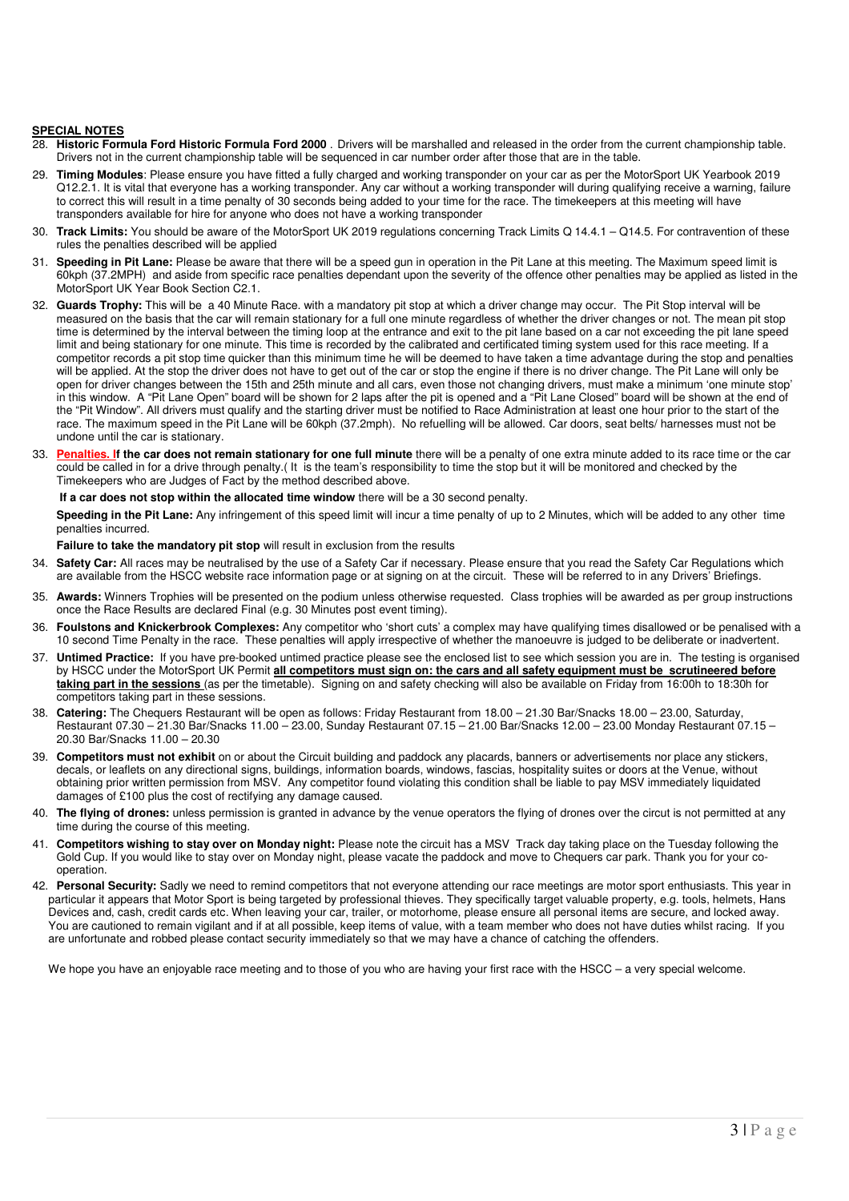**SPECIAL NOTES**

28. **Historic Formula Ford Historic Formula Ford 2000** . Drivers will be marshalled and released in the order from the current championship table. Drivers not in the current championship table will be sequenced in car number order after those that are in the table.
29. **Timing Modules**: Please ensure you have fitted a fully charged and working transponder on your car as per the MotorSport UK Yearbook 2019 Q12.2.1. It is vital that everyone has a working transponder. Any car without a working transponder will during qualifying receive a warning, failure to correct this will result in a time penalty of 30 seconds being added to your time for the race. The timekeepers at this meeting will have transponders available for hire for anyone who does not have a working transponder
30. **Track Limits:** You should be aware of the MotorSport UK 2019 regulations concerning Track Limits Q 14.4.1 – Q14.5. For contravention of these rules the penalties described will be applied
31. **Speeding in Pit Lane:** Please be aware that there will be a speed gun in operation in the Pit Lane at this meeting. The Maximum speed limit is 60kph (37.2MPH) and aside from specific race penalties dependant upon the severity of the offence other penalties may be applied as listed in the MotorSport UK Year Book Section C2.1.
32. **Guards Trophy:** This will be a 40 Minute Race. with a mandatory pit stop at which a driver change may occur. The Pit Stop interval will be measured on the basis that the car will remain stationary for a full one minute regardless of whether the driver changes or not. The mean pit stop time is determined by the interval between the timing loop at the entrance and exit to the pit lane based on a car not exceeding the pit lane speed limit and being stationary for one minute. This time is recorded by the calibrated and certificated timing system used for this race meeting. If a competitor records a pit stop time quicker than this minimum time he will be deemed to have taken a time advantage during the stop and penalties will be applied. At the stop the driver does not have to get out of the car or stop the engine if there is no driver change. The Pit Lane will only be open for driver changes between the 15th and 25th minute and all cars, even those not changing drivers, must make a minimum 'one minute stop' in this window. A "Pit Lane Open" board will be shown for 2 laps after the pit is opened and a "Pit Lane Closed" board will be shown at the end of the "Pit Window". All drivers must qualify and the starting driver must be notified to Race Administration at least one hour prior to the start of the race. The maximum speed in the Pit Lane will be 60kph (37.2mph). No refuelling will be allowed. Car doors, seat belts/ harnesses must not be undone until the car is stationary.
33. **Penalties. If the car does not remain stationary for one full minute** there will be a penalty of one extra minute added to its race time or the car could be called in for a drive through penalty.( It is the team's responsibility to time the stop but it will be monitored and checked by the Timekeepers who are Judges of Fact by the method described above.

    **If a car does not stop within the allocated time window** there will be a 30 second penalty.

    **Speeding in the Pit Lane:** Any infringement of this speed limit will incur a time penalty of up to 2 Minutes, which will be added to any other time penalties incurred.

    **Failure to take the mandatory pit stop** will result in exclusion from the results
34. **Safety Car:** All races may be neutralised by the use of a Safety Car if necessary. Please ensure that you read the Safety Car Regulations which are available from the HSCC website race information page or at signing on at the circuit. These will be referred to in any Drivers' Briefings.
35. **Awards:** Winners Trophies will be presented on the podium unless otherwise requested. Class trophies will be awarded as per group instructions once the Race Results are declared Final (e.g. 30 Minutes post event timing).
36. **Foulstons and Knickerbrook Complexes:** Any competitor who 'short cuts' a complex may have qualifying times disallowed or be penalised with a 10 second Time Penalty in the race. These penalties will apply irrespective of whether the manoeuvre is judged to be deliberate or inadvertent.
37. **Untimed Practice:** If you have pre-booked untimed practice please see the enclosed list to see which session you are in. The testing is organised by HSCC under the MotorSport UK Permit **all competitors must sign on: the cars and all safety equipment must be scrutineered before taking part in the sessions** (as per the timetable). Signing on and safety checking will also be available on Friday from 16:00h to 18:30h for competitors taking part in these sessions.
38. **Catering:** The Chequers Restaurant will be open as follows: Friday Restaurant from 18.00 – 21.30 Bar/Snacks 18.00 – 23.00, Saturday, Restaurant 07.30 – 21.30 Bar/Snacks 11.00 – 23.00, Sunday Restaurant 07.15 – 21.00 Bar/Snacks 12.00 – 23.00 Monday Restaurant 07.15 – 20.30 Bar/Snacks 11.00 – 20.30
39. **Competitors must not exhibit** on or about the Circuit building and paddock any placards, banners or advertisements nor place any stickers, decals, or leaflets on any directional signs, buildings, information boards, windows, fascias, hospitality suites or doors at the Venue, without obtaining prior written permission from MSV. Any competitor found violating this condition shall be liable to pay MSV immediately liquidated damages of £100 plus the cost of rectifying any damage caused.
40. **The flying of drones:** unless permission is granted in advance by the venue operators the flying of drones over the circut is not permitted at any time during the course of this meeting.
41. **Competitors wishing to stay over on Monday night:** Please note the circuit has a MSV Track day taking place on the Tuesday following the Gold Cup. If you would like to stay over on Monday night, please vacate the paddock and move to Chequers car park. Thank you for your co-operation.
42. **Personal Security:** Sadly we need to remind competitors that not everyone attending our race meetings are motor sport enthusiasts. This year in particular it appears that Motor Sport is being targeted by professional thieves. They specifically target valuable property, e.g. tools, helmets, Hans Devices and, cash, credit cards etc. When leaving your car, trailer, or motorhome, please ensure all personal items are secure, and locked away. You are cautioned to remain vigilant and if at all possible, keep items of value, with a team member who does not have duties whilst racing. If you are unfortunate and robbed please contact security immediately so that we may have a chance of catching the offenders.

We hope you have an enjoyable race meeting and to those of you who are having your first race with the HSCC – a very special welcome.